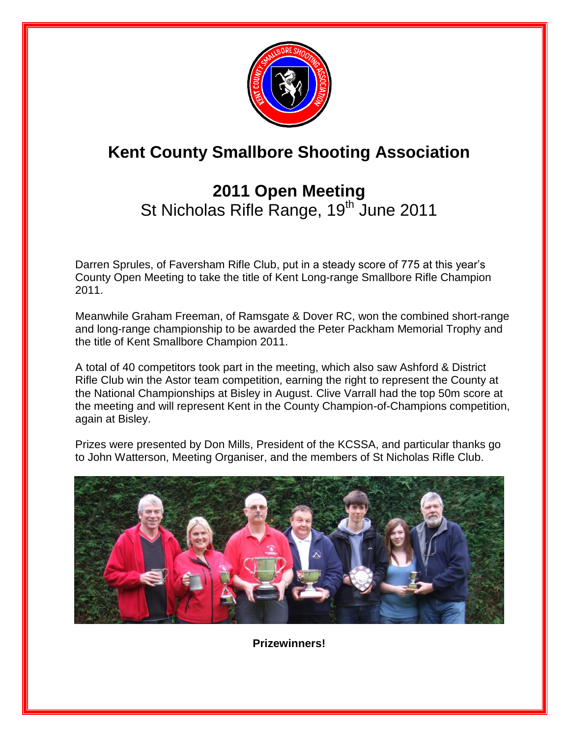# Kent County Smallbore Shooting Association

## 2011 Open Meeting

St Nicholas Rifle Range, 19th June 2011

Darren Sprules, of Faversham Rifle Club, put in a steady score of 775 at this year's County Open Meeting to take the title of Kent Long-range Smallbore Rifle Champion 2011.

Meanwhile Graham Freeman, of Ramsgate & Dover RC, won the combined short-range and long-range championship to be awarded the Peter Packham Memorial Trophy and the title of Kent Smallbore Champion 2011.

A total of 40 competitors took part in the meeting, which also saw Ashford & District Rifle Club win the Astor team competition, earning the right to represent the County at the National Championships at Bisley in August. Clive Varrall had the top 50m score at the meeting and will represent Kent in the County Champion-of-Champions competition, again at Bisley.

Prizes were presented by Don Mills, President of the KCSSA, and particular thanks go to John Watterson, Meeting Organiser, and the members of St Nicholas Rifle Club.

**Prizewinners!**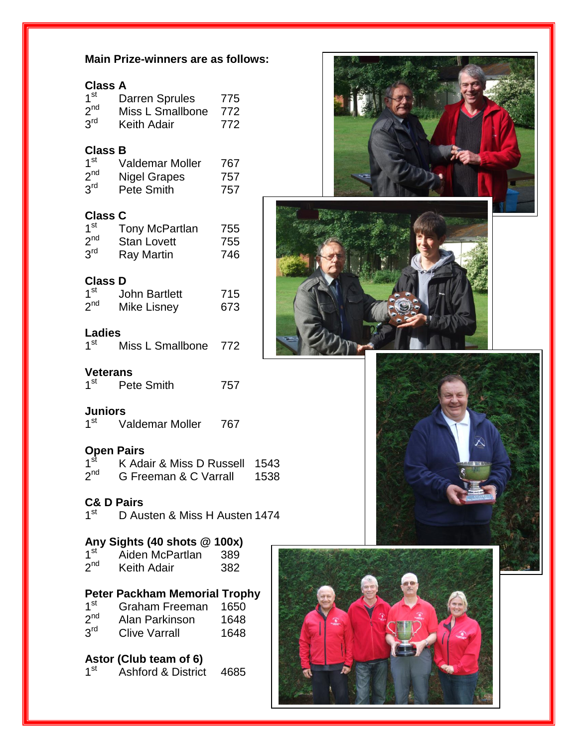**Main Prize-winners are as follows:**

**Class A**

| | | |
|---|---|---|
| 1st | Darren Sprules | 775 |
| 2nd | Miss L Smallbone | 772 |
| 3rd | Keith Adair | 772 |

**Class B**

| | | |
|---|---|---|
| 1st | Valdemar Moller | 767 |
| 2nd | Nigel Grapes | 757 |
| 3rd | Pete Smith | 757 |

**Class C**

| | | |
|---|---|---|
| 1st | Tony McPartlan | 755 |
| 2nd | Stan Lovett | 755 |
| 3rd | Ray Martin | 746 |

**Class D**

| | | |
|---|---|---|
| 1st | John Bartlett | 715 |
| 2nd | Mike Lisney | 673 |

**Ladies**

| | | |
|---|---|---|
| 1st | Miss L Smallbone | 772 |

**Veterans**

| | | |
|---|---|---|
| 1st | Pete Smith | 757 |

**Juniors**

| | | |
|---|---|---|
| 1st | Valdemar Moller | 767 |

**Open Pairs**

| | | |
|---|---|---|
| 1st | K Adair & Miss D Russell | 1543 |
| 2nd | G Freeman & C Varrall | 1538 |

**C& D Pairs**

| | | |
|---|---|---|
| 1st | D Austen & Miss H Austen | 1474 |

**Any Sights (40 shots @ 100x)**

| | | |
|---|---|---|
| 1st | Aiden McPartlan | 389 |
| 2nd | Keith Adair | 382 |

**Peter Packham Memorial Trophy**

| | | |
|---|---|---|
| 1st | Graham Freeman | 1650 |
| 2nd | Alan Parkinson | 1648 |
| 3rd | Clive Varrall | 1648 |

**Astor (Club team of 6)**

| | | |
|---|---|---|
| 1st | Ashford & District | 4685 |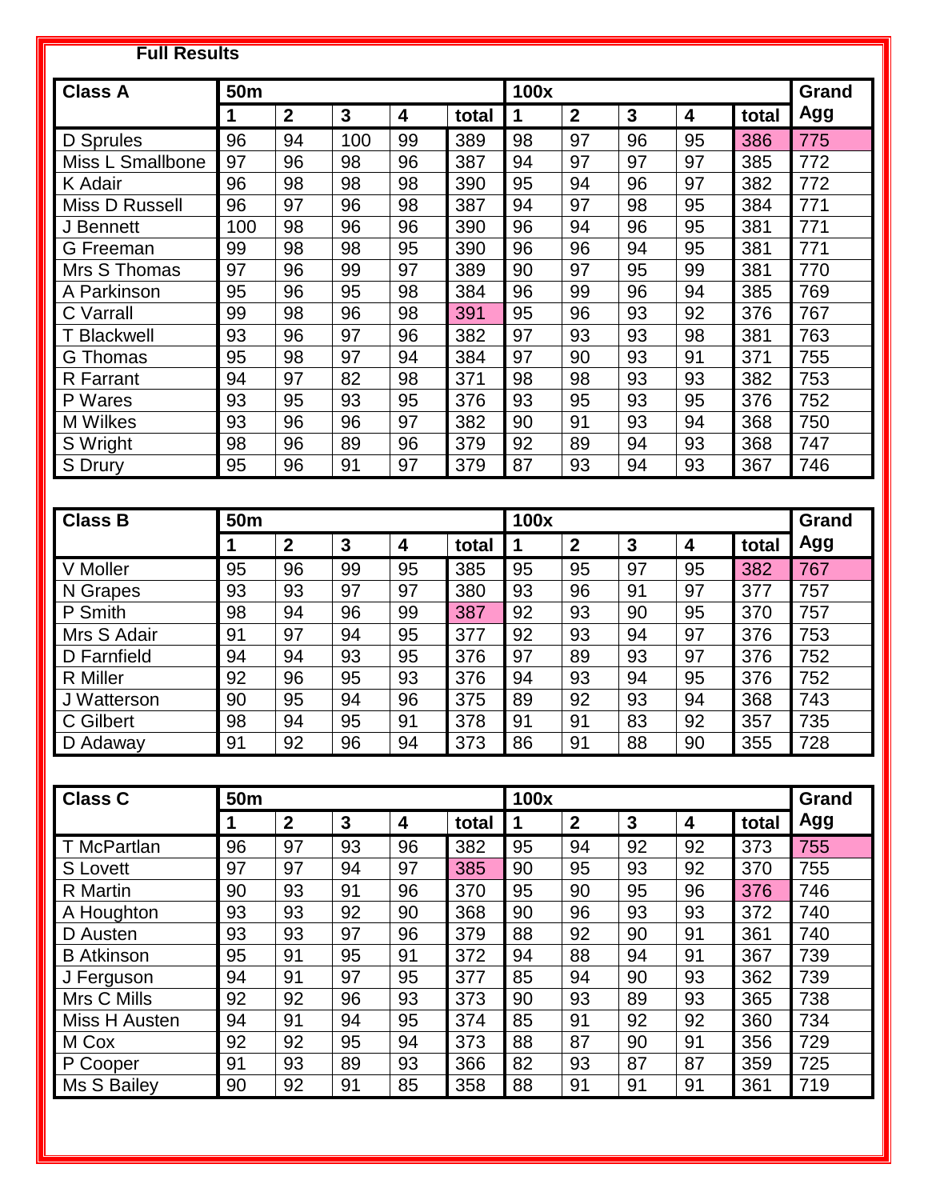**Full Results**

| Class A | 50m | | | | | 100x | | | | | Grand Agg |
|---|---|---|---|---|---|---|---|---|---|---|---|
| | 1 | 2 | 3 | 4 | total | 1 | 2 | 3 | 4 | total | |
| D Sprules | 96 | 94 | 100 | 99 | 389 | 98 | 97 | 96 | 95 | 386 | 775 |
| Miss L Smallbone | 97 | 96 | 98 | 96 | 387 | 94 | 97 | 97 | 97 | 385 | 772 |
| K Adair | 96 | 98 | 98 | 98 | 390 | 95 | 94 | 96 | 97 | 382 | 772 |
| Miss D Russell | 96 | 97 | 96 | 98 | 387 | 94 | 97 | 98 | 95 | 384 | 771 |
| J Bennett | 100 | 98 | 96 | 96 | 390 | 96 | 94 | 96 | 95 | 381 | 771 |
| G Freeman | 99 | 98 | 98 | 95 | 390 | 96 | 96 | 94 | 95 | 381 | 771 |
| Mrs S Thomas | 97 | 96 | 99 | 97 | 389 | 90 | 97 | 95 | 99 | 381 | 770 |
| A Parkinson | 95 | 96 | 95 | 98 | 384 | 96 | 99 | 96 | 94 | 385 | 769 |
| C Varrall | 99 | 98 | 96 | 98 | 391 | 95 | 96 | 93 | 92 | 376 | 767 |
| T Blackwell | 93 | 96 | 97 | 96 | 382 | 97 | 93 | 93 | 98 | 381 | 763 |
| G Thomas | 95 | 98 | 97 | 94 | 384 | 97 | 90 | 93 | 91 | 371 | 755 |
| R Farrant | 94 | 97 | 82 | 98 | 371 | 98 | 98 | 93 | 93 | 382 | 753 |
| P Wares | 93 | 95 | 93 | 95 | 376 | 93 | 95 | 93 | 95 | 376 | 752 |
| M Wilkes | 93 | 96 | 96 | 97 | 382 | 90 | 91 | 93 | 94 | 368 | 750 |
| S Wright | 98 | 96 | 89 | 96 | 379 | 92 | 89 | 94 | 93 | 368 | 747 |
| S Drury | 95 | 96 | 91 | 97 | 379 | 87 | 93 | 94 | 93 | 367 | 746 |

| Class B | 50m | | | | | 100x | | | | | Grand Agg |
|---|---|---|---|---|---|---|---|---|---|---|---|
| | 1 | 2 | 3 | 4 | total | 1 | 2 | 3 | 4 | total | |
| V Moller | 95 | 96 | 99 | 95 | 385 | 95 | 95 | 97 | 95 | 382 | 767 |
| N Grapes | 93 | 93 | 97 | 97 | 380 | 93 | 96 | 91 | 97 | 377 | 757 |
| P Smith | 98 | 94 | 96 | 99 | 387 | 92 | 93 | 90 | 95 | 370 | 757 |
| Mrs S Adair | 91 | 97 | 94 | 95 | 377 | 92 | 93 | 94 | 97 | 376 | 753 |
| D Farnfield | 94 | 94 | 93 | 95 | 376 | 97 | 89 | 93 | 97 | 376 | 752 |
| R Miller | 92 | 96 | 95 | 93 | 376 | 94 | 93 | 94 | 95 | 376 | 752 |
| J Watterson | 90 | 95 | 94 | 96 | 375 | 89 | 92 | 93 | 94 | 368 | 743 |
| C Gilbert | 98 | 94 | 95 | 91 | 378 | 91 | 91 | 83 | 92 | 357 | 735 |
| D Adaway | 91 | 92 | 96 | 94 | 373 | 86 | 91 | 88 | 90 | 355 | 728 |

| Class C | 50m | | | | | 100x | | | | | Grand Agg |
|---|---|---|---|---|---|---|---|---|---|---|---|
| | 1 | 2 | 3 | 4 | total | 1 | 2 | 3 | 4 | total | |
| T McPartlan | 96 | 97 | 93 | 96 | 382 | 95 | 94 | 92 | 92 | 373 | 755 |
| S Lovett | 97 | 97 | 94 | 97 | 385 | 90 | 95 | 93 | 92 | 370 | 755 |
| R Martin | 90 | 93 | 91 | 96 | 370 | 95 | 90 | 95 | 96 | 376 | 746 |
| A Houghton | 93 | 93 | 92 | 90 | 368 | 90 | 96 | 93 | 93 | 372 | 740 |
| D Austen | 93 | 93 | 97 | 96 | 379 | 88 | 92 | 90 | 91 | 361 | 740 |
| B Atkinson | 95 | 91 | 95 | 91 | 372 | 94 | 88 | 94 | 91 | 367 | 739 |
| J Ferguson | 94 | 91 | 97 | 95 | 377 | 85 | 94 | 90 | 93 | 362 | 739 |
| Mrs C Mills | 92 | 92 | 96 | 93 | 373 | 90 | 93 | 89 | 93 | 365 | 738 |
| Miss H Austen | 94 | 91 | 94 | 95 | 374 | 85 | 91 | 92 | 92 | 360 | 734 |
| M Cox | 92 | 92 | 95 | 94 | 373 | 88 | 87 | 90 | 91 | 356 | 729 |
| P Cooper | 91 | 93 | 89 | 93 | 366 | 82 | 93 | 87 | 87 | 359 | 725 |
| Ms S Bailey | 90 | 92 | 91 | 85 | 358 | 88 | 91 | 91 | 91 | 361 | 719 |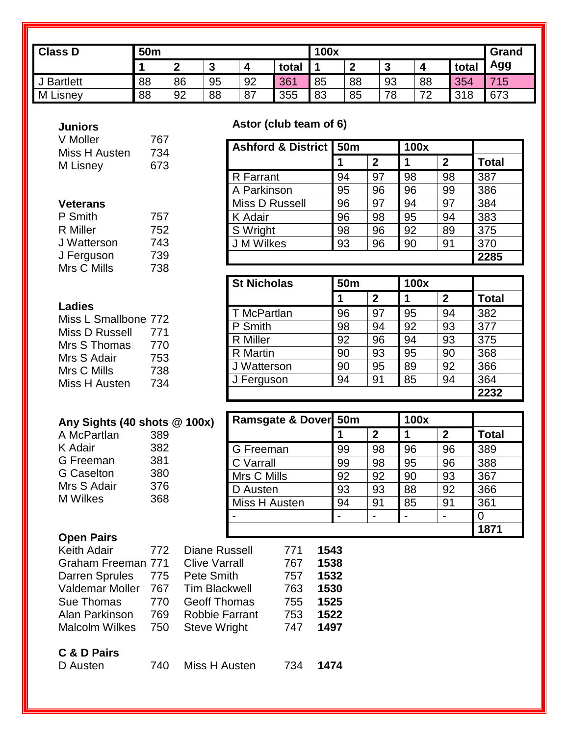| Class D | 50m | | | | | 100x | | | | | Grand Agg |
|---|---|---|---|---|---|---|---|---|---|---|---|
| | 1 | 2 | 3 | 4 | total | 1 | 2 | 3 | 4 | total | |
| J Bartlett | 88 | 86 | 95 | 92 | 361 | 85 | 88 | 93 | 88 | 354 | 715 |
| M Lisney | 88 | 92 | 88 | 87 | 355 | 83 | 85 | 78 | 72 | 318 | 673 |

**Juniors**

| | |
|---|---|
| V Moller | 767 |
| Miss H Austen | 734 |
| M Lisney | 673 |

**Veterans**

| | |
|---|---|
| P Smith | 757 |
| R Miller | 752 |
| J Watterson | 743 |
| J Ferguson | 739 |
| Mrs C Mills | 738 |

**Ladies**

| | |
|---|---|
| Miss L Smallbone | 772 |
| Miss D Russell | 771 |
| Mrs S Thomas | 770 |
| Mrs S Adair | 753 |
| Mrs C Mills | 738 |
| Miss H Austen | 734 |

**Any Sights (40 shots @ 100x)**

| | |
|---|---|
| A McPartlan | 389 |
| K Adair | 382 |
| G Freeman | 381 |
| G Caselton | 380 |
| Mrs S Adair | 376 |
| M Wilkes | 368 |

**Astor (club team of 6)**

| Ashford & District | 50m | | 100x | | |
|---|---|---|---|---|---|
| | 1 | 2 | 1 | 2 | Total |
| R Farrant | 94 | 97 | 98 | 98 | 387 |
| A Parkinson | 95 | 96 | 96 | 99 | 386 |
| Miss D Russell | 96 | 97 | 94 | 97 | 384 |
| K Adair | 96 | 98 | 95 | 94 | 383 |
| S Wright | 98 | 96 | 92 | 89 | 375 |
| J M Wilkes | 93 | 96 | 90 | 91 | 370 |
| | | | | | 2285 |

| St Nicholas | 50m | | 100x | | |
|---|---|---|---|---|---|
| | 1 | 2 | 1 | 2 | Total |
| T McPartlan | 96 | 97 | 95 | 94 | 382 |
| P Smith | 98 | 94 | 92 | 93 | 377 |
| R Miller | 92 | 96 | 94 | 93 | 375 |
| R Martin | 90 | 93 | 95 | 90 | 368 |
| J Watterson | 90 | 95 | 89 | 92 | 366 |
| J Ferguson | 94 | 91 | 85 | 94 | 364 |
| | | | | | 2232 |

| Ramsgate & Dover | 50m | | 100x | | |
|---|---|---|---|---|---|
| | 1 | 2 | 1 | 2 | Total |
| G Freeman | 99 | 98 | 96 | 96 | 389 |
| C Varrall | 99 | 98 | 95 | 96 | 388 |
| Mrs C Mills | 92 | 92 | 90 | 93 | 367 |
| D Austen | 93 | 93 | 88 | 92 | 366 |
| Miss H Austen | 94 | 91 | 85 | 91 | 361 |
| - | - | - | - | - | 0 |
| | | | | | 1871 |

**Open Pairs**

| | | | | |
|---|---|---|---|---|
| Keith Adair | 772 | Diane Russell | 771 | **1543** |
| Graham Freeman | 771 | Clive Varrall | 767 | **1538** |
| Darren Sprules | 775 | Pete Smith | 757 | **1532** |
| Valdemar Moller | 767 | Tim Blackwell | 763 | **1530** |
| Sue Thomas | 770 | Geoff Thomas | 755 | **1525** |
| Alan Parkinson | 769 | Robbie Farrant | 753 | **1522** |
| Malcolm Wilkes | 750 | Steve Wright | 747 | **1497** |

**C & D Pairs**

| | | | | |
|---|---|---|---|---|
| D Austen | 740 | Miss H Austen | 734 | **1474** |